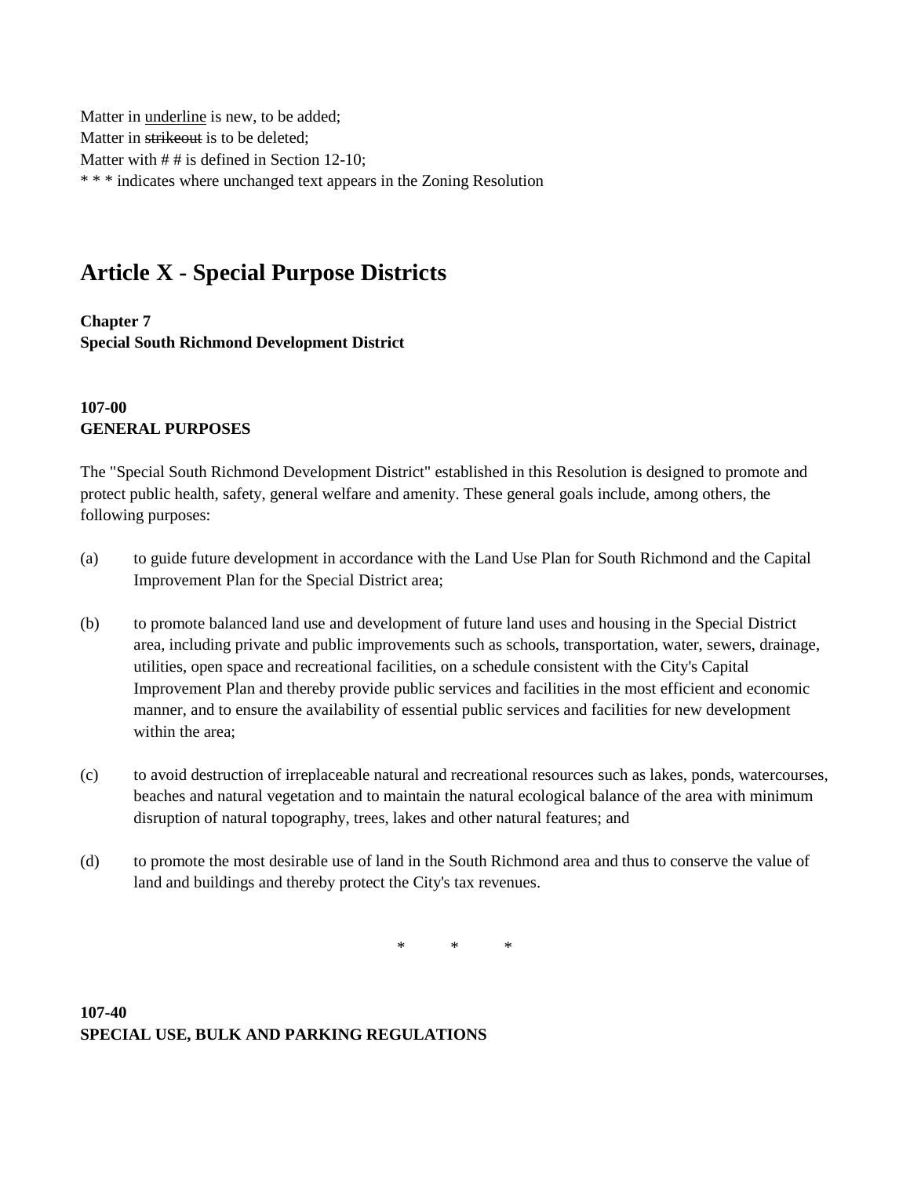Matter in <u>underline</u> is new, to be added;
Matter in ~~strikeout~~ is to be deleted;
Matter with # # is defined in Section 12-10;
* * * indicates where unchanged text appears in the Zoning Resolution

# Article X - Special Purpose Districts

**Chapter 7**
**Special South Richmond Development District**

### 107-00
### GENERAL PURPOSES

The "Special South Richmond Development District" established in this Resolution is designed to promote and protect public health, safety, general welfare and amenity. These general goals include, among others, the following purposes:

(a) to guide future development in accordance with the Land Use Plan for South Richmond and the Capital Improvement Plan for the Special District area;

(b) to promote balanced land use and development of future land uses and housing in the Special District area, including private and public improvements such as schools, transportation, water, sewers, drainage, utilities, open space and recreational facilities, on a schedule consistent with the City's Capital Improvement Plan and thereby provide public services and facilities in the most efficient and economic manner, and to ensure the availability of essential public services and facilities for new development within the area;

(c) to avoid destruction of irreplaceable natural and recreational resources such as lakes, ponds, watercourses, beaches and natural vegetation and to maintain the natural ecological balance of the area with minimum disruption of natural topography, trees, lakes and other natural features; and

(d) to promote the most desirable use of land in the South Richmond area and thus to conserve the value of land and buildings and thereby protect the City's tax revenues.

\* \* \*

### 107-40
### SPECIAL USE, BULK AND PARKING REGULATIONS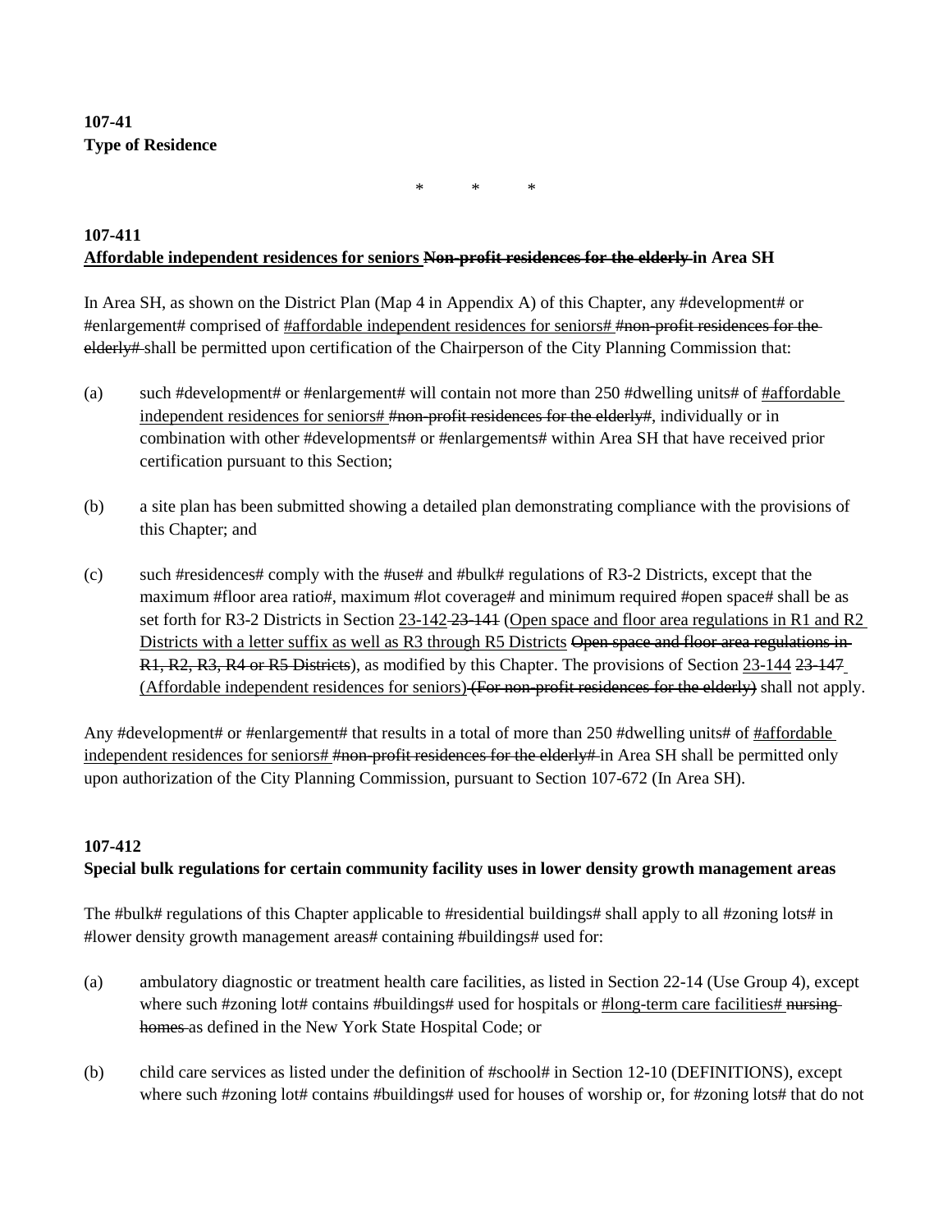**107-41**
**Type of Residence**

\* \* \*

**107-411**
**<u>Affordable independent residences for seniors</u> ~~Non-profit residences for the elderly~~ in Area SH**

In Area SH, as shown on the District Plan (Map 4 in Appendix A) of this Chapter, any #development# or #enlargement# comprised of <u>#affordable independent residences for seniors#</u> ~~#non-profit residences for the elderly#~~ shall be permitted upon certification of the Chairperson of the City Planning Commission that:

(a) such #development# or #enlargement# will contain not more than 250 #dwelling units# of <u>#affordable independent residences for seniors#</u> ~~#non-profit residences for the elderly#~~, individually or in combination with other #developments# or #enlargements# within Area SH that have received prior certification pursuant to this Section;

(b) a site plan has been submitted showing a detailed plan demonstrating compliance with the provisions of this Chapter; and

(c) such #residences# comply with the #use# and #bulk# regulations of R3-2 Districts, except that the maximum #floor area ratio#, maximum #lot coverage# and minimum required #open space# shall be as set forth for R3-2 Districts in Section <u>23-142</u> ~~23-141~~ (<u>Open space and floor area regulations in R1 and R2 Districts with a letter suffix as well as R3 through R5 Districts</u> ~~Open space and floor area regulations in R1, R2, R3, R4 or R5 Districts~~), as modified by this Chapter. The provisions of Section <u>23-144</u> ~~23-147~~ <u>(Affordable independent residences for seniors)</u> ~~(For non-profit residences for the elderly)~~ shall not apply.

Any #development# or #enlargement# that results in a total of more than 250 #dwelling units# of <u>#affordable independent residences for seniors#</u> ~~#non-profit residences for the elderly#~~ in Area SH shall be permitted only upon authorization of the City Planning Commission, pursuant to Section 107-672 (In Area SH).

**107-412**
**Special bulk regulations for certain community facility uses in lower density growth management areas**

The #bulk# regulations of this Chapter applicable to #residential buildings# shall apply to all #zoning lots# in #lower density growth management areas# containing #buildings# used for:

(a) ambulatory diagnostic or treatment health care facilities, as listed in Section 22-14 (Use Group 4), except where such #zoning lot# contains #buildings# used for hospitals or <u>#long-term care facilities#</u> ~~nursing homes~~ as defined in the New York State Hospital Code; or

(b) child care services as listed under the definition of #school# in Section 12-10 (DEFINITIONS), except where such #zoning lot# contains #buildings# used for houses of worship or, for #zoning lots# that do not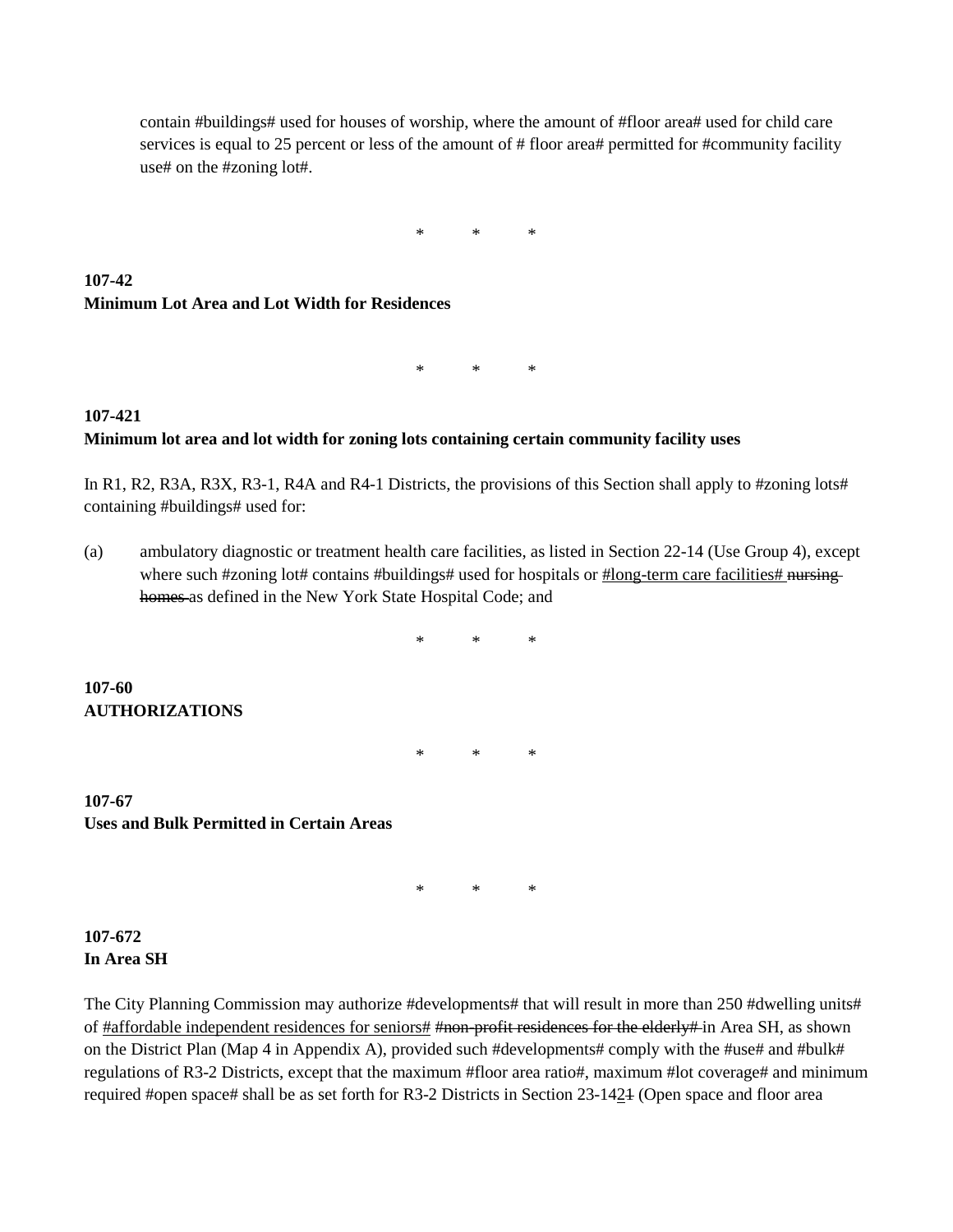contain #buildings# used for houses of worship, where the amount of #floor area# used for child care services is equal to 25 percent or less of the amount of # floor area# permitted for #community facility use# on the #zoning lot#.

\*          \*          \*

**107-42**
**Minimum Lot Area and Lot Width for Residences**

\*          \*          \*

**107-421**
**Minimum lot area and lot width for zoning lots containing certain community facility uses**

In R1, R2, R3A, R3X, R3-1, R4A and R4-1 Districts, the provisions of this Section shall apply to #zoning lots# containing #buildings# used for:

(a) ambulatory diagnostic or treatment health care facilities, as listed in Section 22-14 (Use Group 4), except where such #zoning lot# contains #buildings# used for hospitals or <u>#long-term care facilities#</u> ~~nursing homes~~ as defined in the New York State Hospital Code; and

\*          \*          \*

**107-60**
**AUTHORIZATIONS**

\*          \*          \*

**107-67**
**Uses and Bulk Permitted in Certain Areas**

\*          \*          \*

**107-672**
**In Area SH**

The City Planning Commission may authorize #developments# that will result in more than 250 #dwelling units# of <u>#affordable independent residences for seniors#</u> ~~#non-profit residences for the elderly#~~ in Area SH, as shown on the District Plan (Map 4 in Appendix A), provided such #developments# comply with the #use# and #bulk# regulations of R3-2 Districts, except that the maximum #floor area ratio#, maximum #lot coverage# and minimum required #open space# shall be as set forth for R3-2 Districts in Section 23-14<u>2</u>~~1~~ (Open space and floor area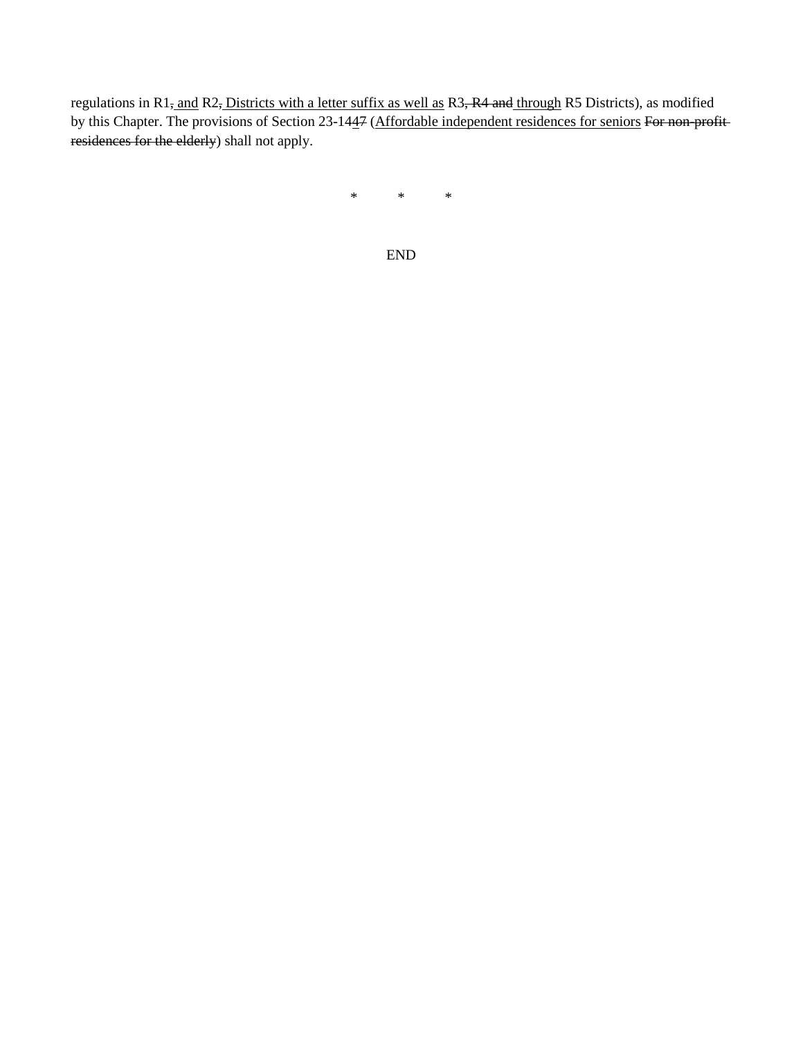regulations in R1, and R2, Districts with a letter suffix as well as R3, R4 and through R5 Districts), as modified by this Chapter. The provisions of Section 23-1447 (Affordable independent residences for seniors For non-profit residences for the elderly) shall not apply.

\*     \*     \*

END